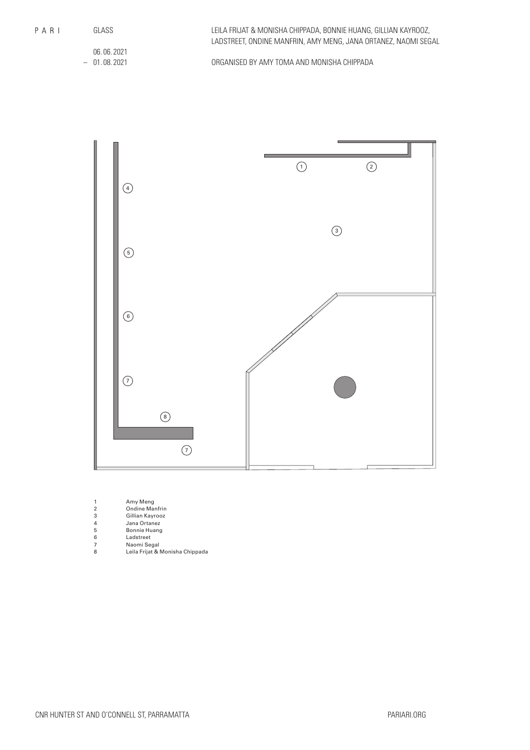PARI

GLASS

06. 06. 2021
– 01. 08. 2021

LEILA FRIJAT & MONISHA CHIPPADA, BONNIE HUANG, GILLIAN KAYROOZ, LADSTREET, ONDINE MANFRIN, AMY MENG, JANA ORTANEZ, NAOMI SEGAL

ORGANISED BY AMY TOMA AND MONISHA CHIPPADA

1 Amy Meng
2 Ondine Manfrin
3 Gillian Kayrooz
4 Jana Ortanez
5 Bonnie Huang
6 Ladstreet
7 Naomi Segal
8 Leila Frijat & Monisha Chippada

CNR HUNTER ST AND O'CONNELL ST, PARRAMATTA

PARIARI.ORG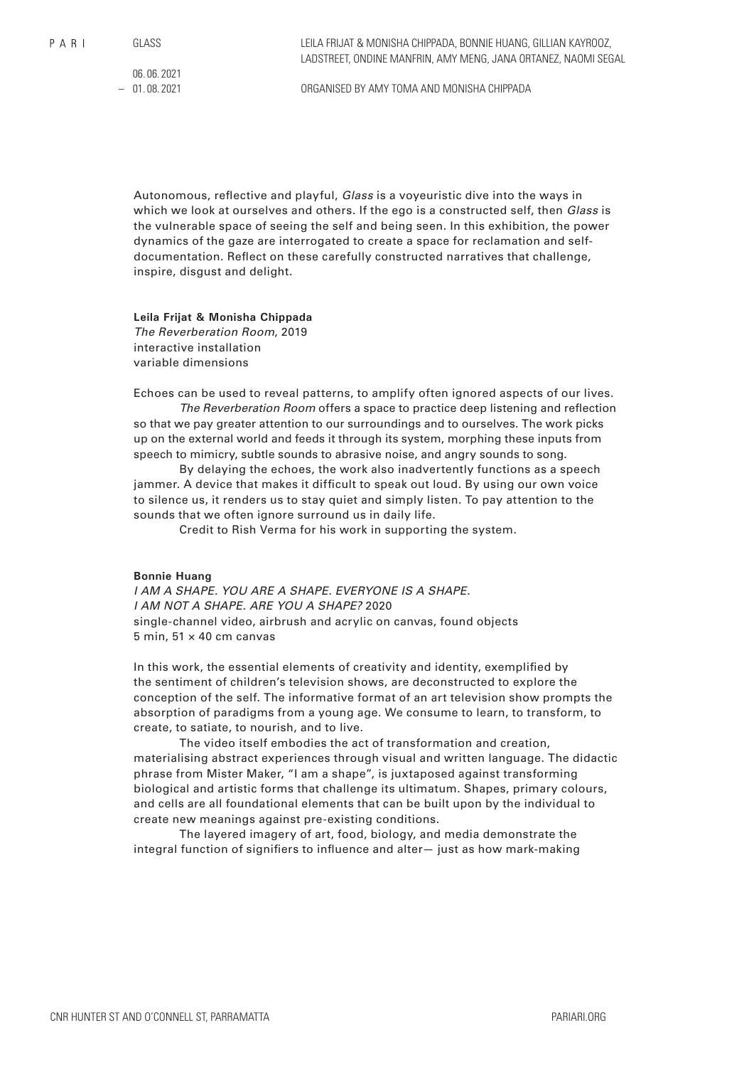GLASS

LEILA FRIJAT & MONISHA CHIPPADA, BONNIE HUANG, GILLIAN KAYROOZ, LADSTREET, ONDINE MANFRIN, AMY MENG, JANA ORTANEZ, NAOMI SEGAL

06. 06. 2021
– 01. 08. 2021

ORGANISED BY AMY TOMA AND MONISHA CHIPPADA

Autonomous, reflective and playful, *Glass* is a voyeuristic dive into the ways in which we look at ourselves and others. If the ego is a constructed self, then *Glass* is the vulnerable space of seeing the self and being seen. In this exhibition, the power dynamics of the gaze are interrogated to create a space for reclamation and self-documentation. Reflect on these carefully constructed narratives that challenge, inspire, disgust and delight.

**Leila Frijat & Monisha Chippada**
*The Reverberation Room*, 2019
interactive installation
variable dimensions

Echoes can be used to reveal patterns, to amplify often ignored aspects of our lives.

*The Reverberation Room* offers a space to practice deep listening and reflection so that we pay greater attention to our surroundings and to ourselves. The work picks up on the external world and feeds it through its system, morphing these inputs from speech to mimicry, subtle sounds to abrasive noise, and angry sounds to song.

By delaying the echoes, the work also inadvertently functions as a speech jammer. A device that makes it difficult to speak out loud. By using our own voice to silence us, it renders us to stay quiet and simply listen. To pay attention to the sounds that we often ignore surround us in daily life.

Credit to Rish Verma for his work in supporting the system.

**Bonnie Huang**
*I AM A SHAPE. YOU ARE A SHAPE. EVERYONE IS A SHAPE. I AM NOT A SHAPE. ARE YOU A SHAPE?* 2020
single-channel video, airbrush and acrylic on canvas, found objects
5 min, 51 × 40 cm canvas

In this work, the essential elements of creativity and identity, exemplified by the sentiment of children's television shows, are deconstructed to explore the conception of the self. The informative format of an art television show prompts the absorption of paradigms from a young age. We consume to learn, to transform, to create, to satiate, to nourish, and to live.

The video itself embodies the act of transformation and creation, materialising abstract experiences through visual and written language. The didactic phrase from Mister Maker, "I am a shape", is juxtaposed against transforming biological and artistic forms that challenge its ultimatum. Shapes, primary colours, and cells are all foundational elements that can be built upon by the individual to create new meanings against pre-existing conditions.

The layered imagery of art, food, biology, and media demonstrate the integral function of signifiers to influence and alter— just as how mark-making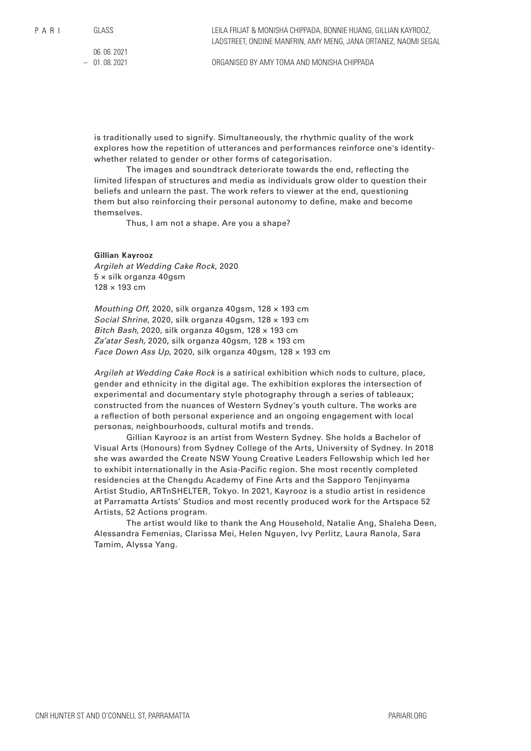is traditionally used to signify. Simultaneously, the rhythmic quality of the work explores how the repetition of utterances and performances reinforce one's identity- whether related to gender or other forms of categorisation.

The images and soundtrack deteriorate towards the end, reflecting the limited lifespan of structures and media as individuals grow older to question their beliefs and unlearn the past. The work refers to viewer at the end, questioning them but also reinforcing their personal autonomy to define, make and become themselves.

Thus, I am not a shape. Are you a shape?

**Gillian Kayrooz**
*Argileh at Wedding Cake Rock*, 2020
5 × silk organza 40gsm
128 × 193 cm

*Mouthing Off*, 2020, silk organza 40gsm, 128 × 193 cm
*Social Shrine*, 2020, silk organza 40gsm, 128 × 193 cm
*Bitch Bash*, 2020, silk organza 40gsm, 128 × 193 cm
*Za'atar Sesh*, 2020, silk organza 40gsm, 128 × 193 cm
*Face Down Ass Up*, 2020, silk organza 40gsm, 128 × 193 cm

*Argileh at Wedding Cake Rock* is a satirical exhibition which nods to culture, place, gender and ethnicity in the digital age. The exhibition explores the intersection of experimental and documentary style photography through a series of tableaux; constructed from the nuances of Western Sydney's youth culture. The works are a reflection of both personal experience and an ongoing engagement with local personas, neighbourhoods, cultural motifs and trends.

Gillian Kayrooz is an artist from Western Sydney. She holds a Bachelor of Visual Arts (Honours) from Sydney College of the Arts, University of Sydney. In 2018 she was awarded the Create NSW Young Creative Leaders Fellowship which led her to exhibit internationally in the Asia-Pacific region. She most recently completed residencies at the Chengdu Academy of Fine Arts and the Sapporo Tenjinyama Artist Studio, ARTnSHELTER, Tokyo. In 2021, Kayrooz is a studio artist in residence at Parramatta Artists' Studios and most recently produced work for the Artspace 52 Artists, 52 Actions program.

The artist would like to thank the Ang Household, Natalie Ang, Shaleha Deen, Alessandra Femenias, Clarissa Mei, Helen Nguyen, Ivy Perlitz, Laura Ranola, Sara Tamim, Alyssa Yang.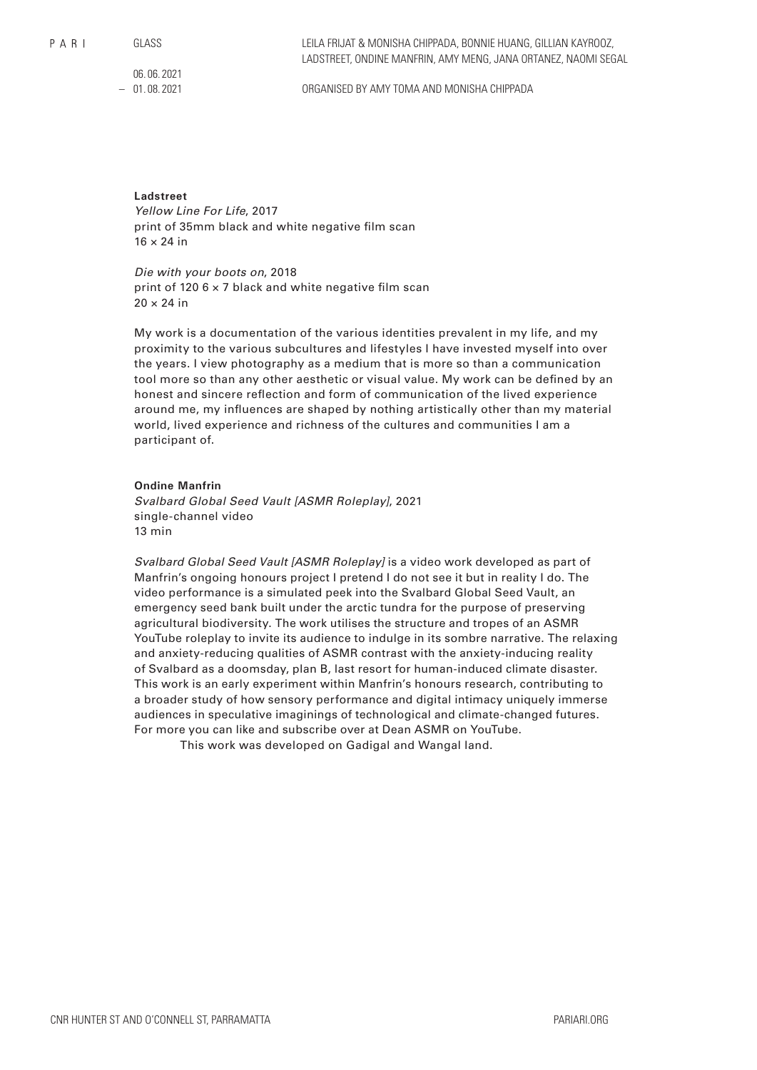**Ladstreet**
*Yellow Line For Life*, 2017
print of 35mm black and white negative film scan
16 × 24 in

*Die with your boots on*, 2018
print of 120 6 × 7 black and white negative film scan
20 × 24 in

My work is a documentation of the various identities prevalent in my life, and my proximity to the various subcultures and lifestyles I have invested myself into over the years. I view photography as a medium that is more so than a communication tool more so than any other aesthetic or visual value. My work can be defined by an honest and sincere reflection and form of communication of the lived experience around me, my influences are shaped by nothing artistically other than my material world, lived experience and richness of the cultures and communities I am a participant of.

**Ondine Manfrin**
*Svalbard Global Seed Vault [ASMR Roleplay]*, 2021
single-channel video
13 min

*Svalbard Global Seed Vault [ASMR Roleplay]* is a video work developed as part of Manfrin's ongoing honours project I pretend I do not see it but in reality I do. The video performance is a simulated peek into the Svalbard Global Seed Vault, an emergency seed bank built under the arctic tundra for the purpose of preserving agricultural biodiversity. The work utilises the structure and tropes of an ASMR YouTube roleplay to invite its audience to indulge in its sombre narrative. The relaxing and anxiety-reducing qualities of ASMR contrast with the anxiety-inducing reality of Svalbard as a doomsday, plan B, last resort for human-induced climate disaster. This work is an early experiment within Manfrin's honours research, contributing to a broader study of how sensory performance and digital intimacy uniquely immerse audiences in speculative imaginings of technological and climate-changed futures. For more you can like and subscribe over at Dean ASMR on YouTube.

This work was developed on Gadigal and Wangal land.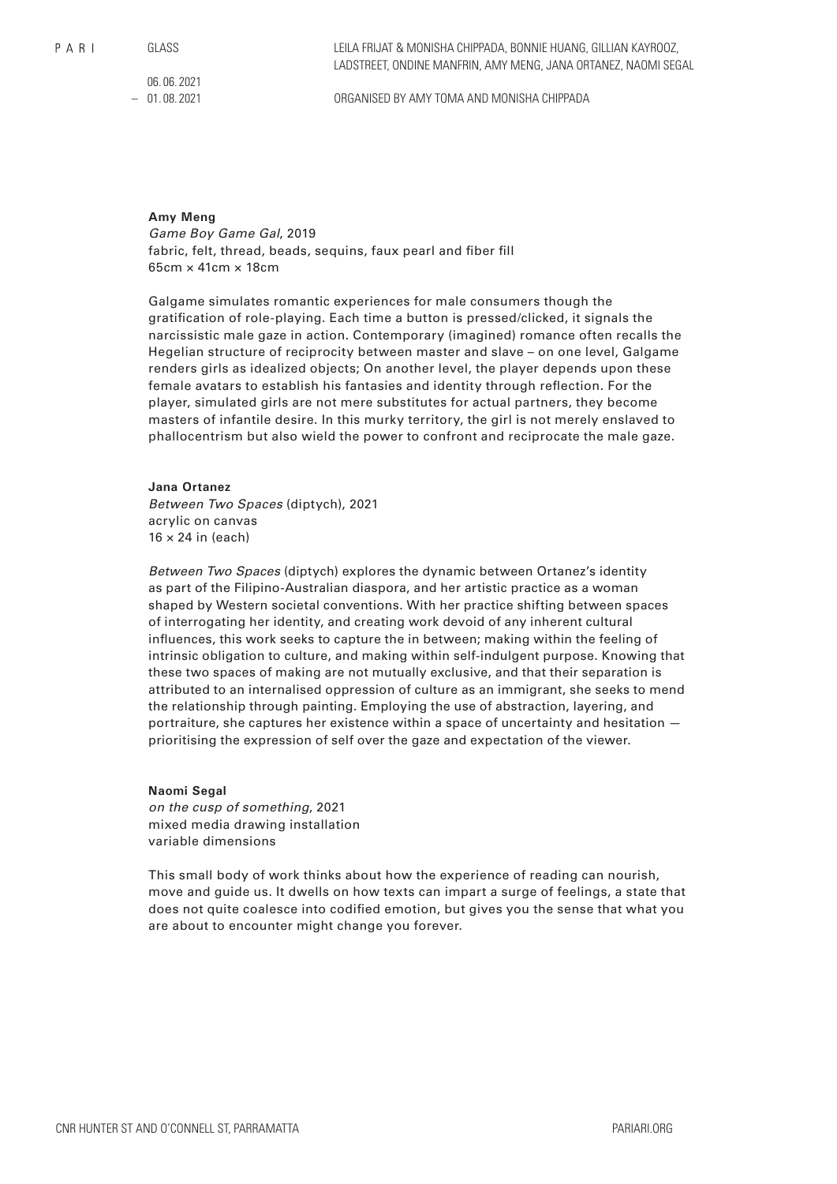**Amy Meng**
*Game Boy Game Gal*, 2019
fabric, felt, thread, beads, sequins, faux pearl and fiber fill
65cm × 41cm × 18cm

Galgame simulates romantic experiences for male consumers though the gratification of role-playing. Each time a button is pressed/clicked, it signals the narcissistic male gaze in action. Contemporary (imagined) romance often recalls the Hegelian structure of reciprocity between master and slave – on one level, Galgame renders girls as idealized objects; On another level, the player depends upon these female avatars to establish his fantasies and identity through reflection. For the player, simulated girls are not mere substitutes for actual partners, they become masters of infantile desire. In this murky territory, the girl is not merely enslaved to phallocentrism but also wield the power to confront and reciprocate the male gaze.

**Jana Ortanez**
*Between Two Spaces* (diptych), 2021
acrylic on canvas
16 × 24 in (each)

*Between Two Spaces* (diptych) explores the dynamic between Ortanez's identity as part of the Filipino-Australian diaspora, and her artistic practice as a woman shaped by Western societal conventions. With her practice shifting between spaces of interrogating her identity, and creating work devoid of any inherent cultural influences, this work seeks to capture the in between; making within the feeling of intrinsic obligation to culture, and making within self-indulgent purpose. Knowing that these two spaces of making are not mutually exclusive, and that their separation is attributed to an internalised oppression of culture as an immigrant, she seeks to mend the relationship through painting. Employing the use of abstraction, layering, and portraiture, she captures her existence within a space of uncertainty and hesitation — prioritising the expression of self over the gaze and expectation of the viewer.

**Naomi Segal**
*on the cusp of something*, 2021
mixed media drawing installation
variable dimensions

This small body of work thinks about how the experience of reading can nourish, move and guide us. It dwells on how texts can impart a surge of feelings, a state that does not quite coalesce into codified emotion, but gives you the sense that what you are about to encounter might change you forever.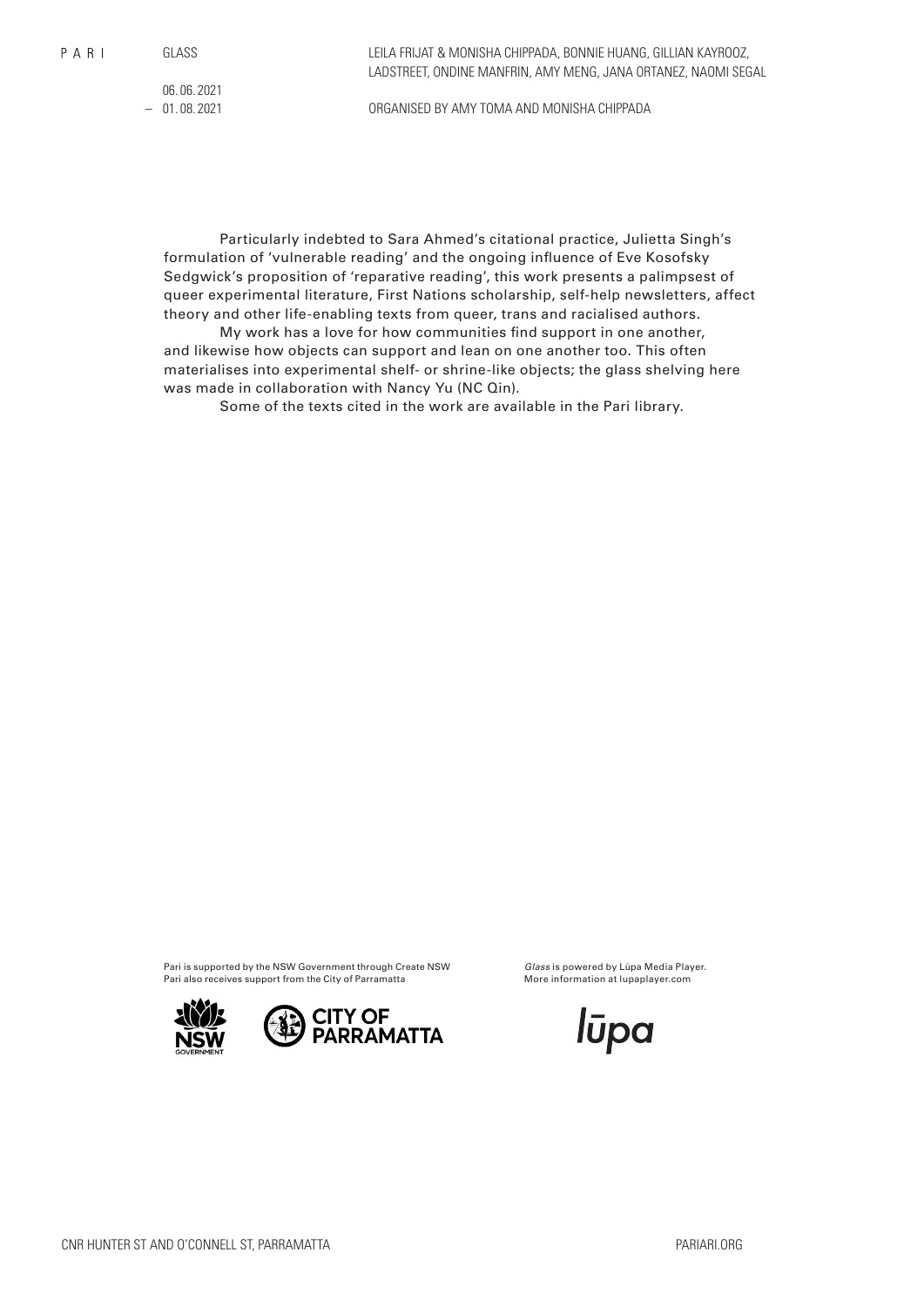Particularly indebted to Sara Ahmed's citational practice, Julietta Singh's formulation of 'vulnerable reading' and the ongoing influence of Eve Kosofsky Sedgwick's proposition of 'reparative reading', this work presents a palimpsest of queer experimental literature, First Nations scholarship, self-help newsletters, affect theory and other life-enabling texts from queer, trans and racialised authors.

My work has a love for how communities find support in one another, and likewise how objects can support and lean on one another too. This often materialises into experimental shelf- or shrine-like objects; the glass shelving here was made in collaboration with Nancy Yu (NC Qin).

Some of the texts cited in the work are available in the Pari library.

Pari is supported by the NSW Government through Create NSW
Pari also receives support from the City of Parramatta

*Glass* is powered by Lūpa Media Player.
More information at lupaplayer.com